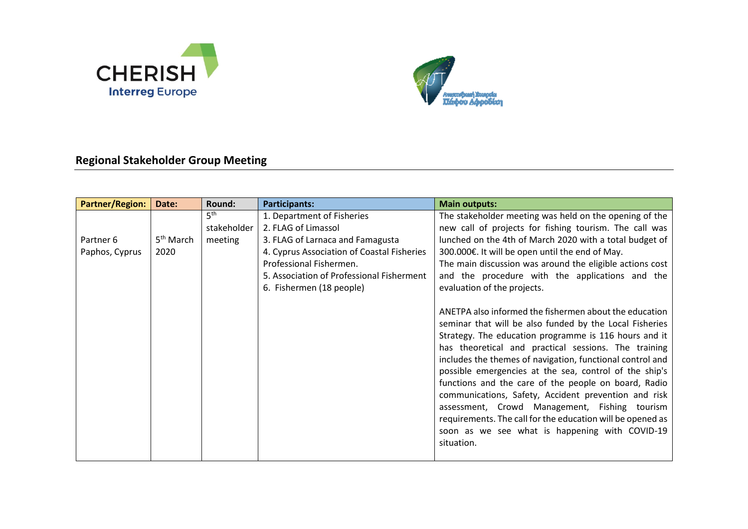## Regional Stakeholder Group Meeting

| Partner/Region: | Date: | Round: | Participants: | Main outputs: |
|---|---|---|---|---|
| Partner 6 Paphos, Cyprus | 5th March 2020 | 5th stakeholder meeting | 1. Department of Fisheries<br>2. FLAG of Limassol<br>3. FLAG of Larnaca and Famagusta<br>4. Cyprus Association of Coastal Fisheries Professional Fishermen.<br>5. Association of Professional Fisherment<br>6. Fishermen (18 people) | The stakeholder meeting was held on the opening of the new call of projects for fishing tourism. The call was lunched on the 4th of March 2020 with a total budget of 300.000€. It will be open until the end of May.<br>The main discussion was around the eligible actions cost and the procedure with the applications and the evaluation of the projects.<br><br>ANETPA also informed the fishermen about the education seminar that will be also funded by the Local Fisheries Strategy. The education programme is 116 hours and it has theoretical and practical sessions. The training includes the themes of navigation, functional control and possible emergencies at the sea, control of the ship's functions and the care of the people on board, Radio communications, Safety, Accident prevention and risk assessment, Crowd Management, Fishing tourism requirements. The call for the education will be opened as soon as we see what is happening with COVID-19 situation. |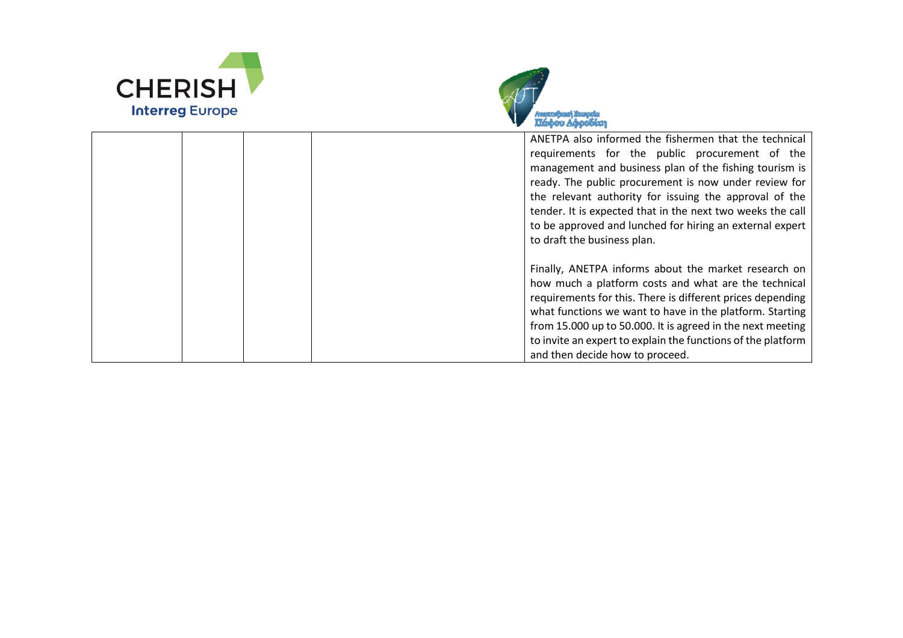| | | | | |
|---|---|---|---|---|
| | | | | ANETPA also informed the fishermen that the technical requirements for the public procurement of the management and business plan of the fishing tourism is ready. The public procurement is now under review for the relevant authority for issuing the approval of the tender. It is expected that in the next two weeks the call to be approved and lunched for hiring an external expert to draft the business plan.<br><br>Finally, ANETPA informs about the market research on how much a platform costs and what are the technical requirements for this. There is different prices depending what functions we want to have in the platform. Starting from 15.000 up to 50.000. It is agreed in the next meeting to invite an expert to explain the functions of the platform and then decide how to proceed. |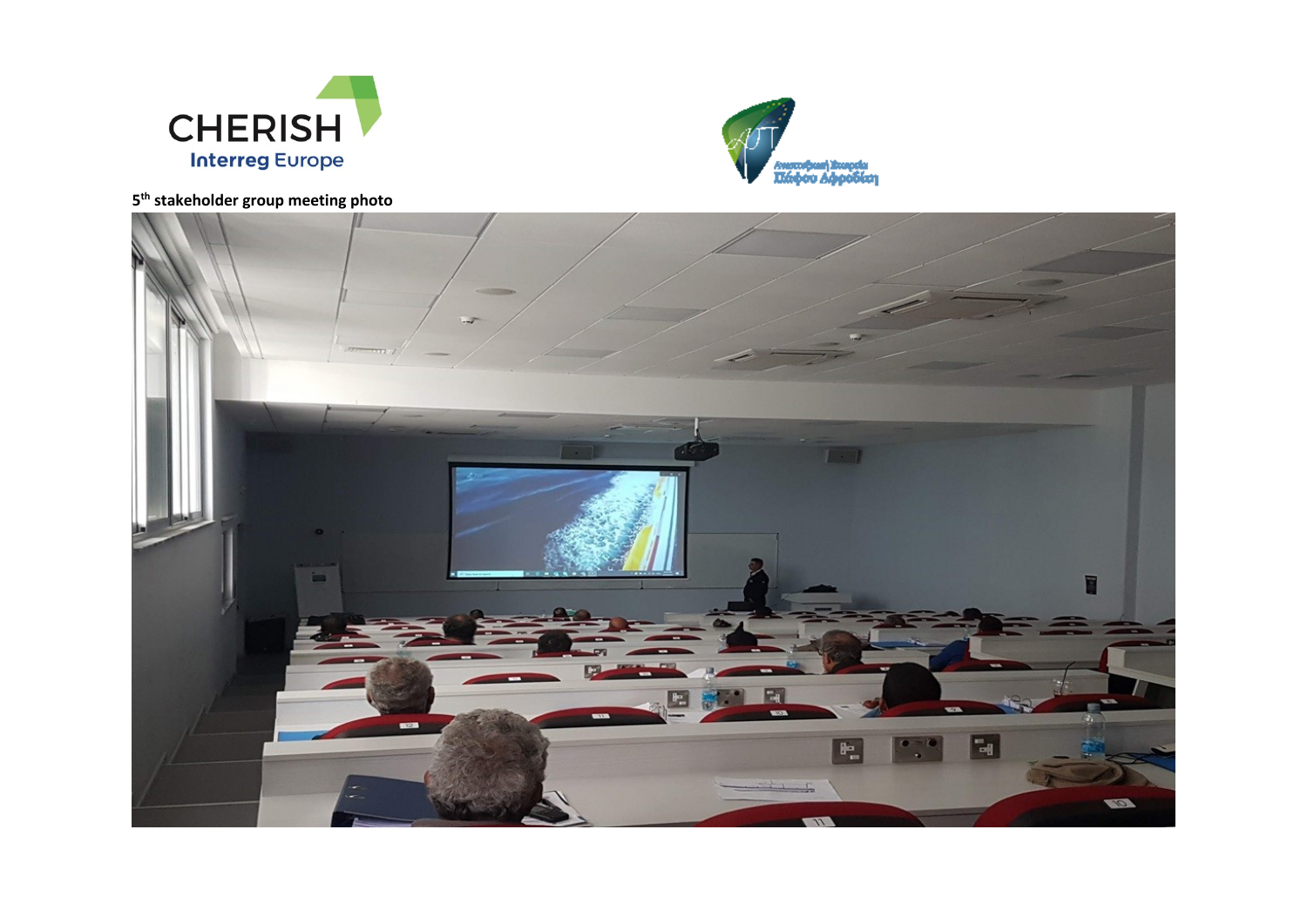5[th] stakeholder group meeting photo